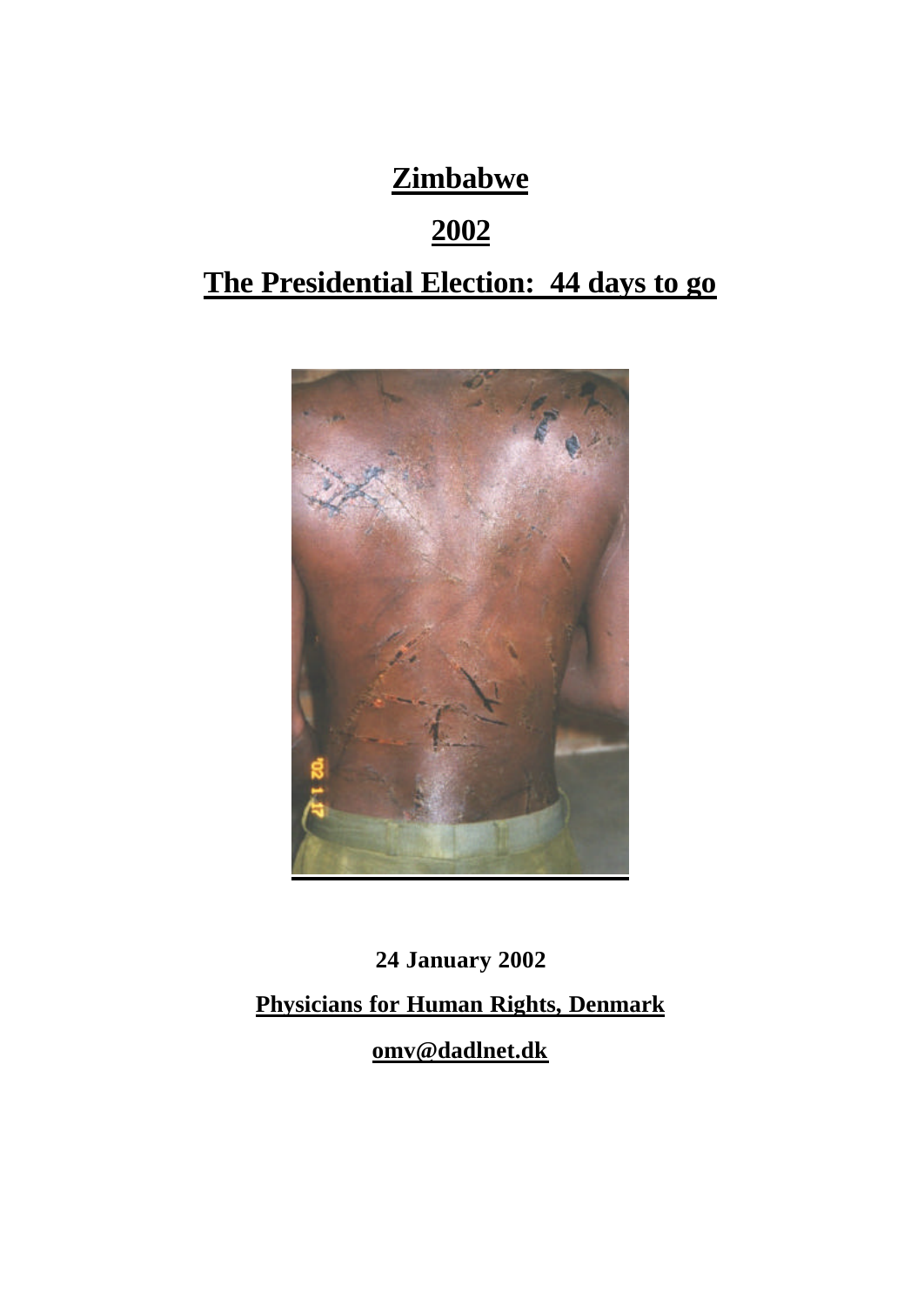# Zimbabwe

# 2002

# The Presidential Election: 44 days to go

**24 January 2002**

**Physicians for Human Rights, Denmark**

**omv@dadlnet.dk**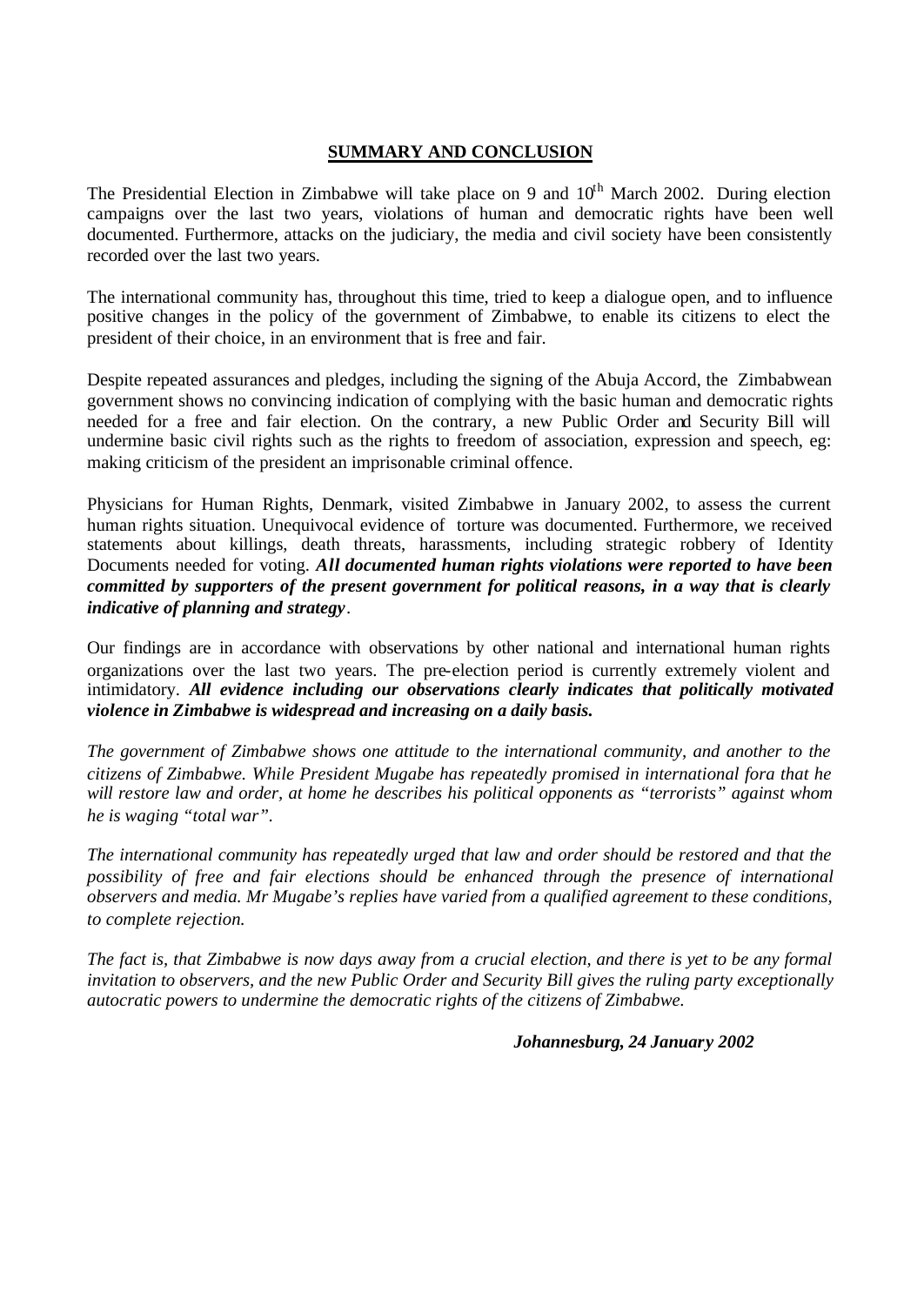## SUMMARY AND CONCLUSION

The Presidential Election in Zimbabwe will take place on 9 and 10th March 2002. During election campaigns over the last two years, violations of human and democratic rights have been well documented. Furthermore, attacks on the judiciary, the media and civil society have been consistently recorded over the last two years.

The international community has, throughout this time, tried to keep a dialogue open, and to influence positive changes in the policy of the government of Zimbabwe, to enable its citizens to elect the president of their choice, in an environment that is free and fair.

Despite repeated assurances and pledges, including the signing of the Abuja Accord, the Zimbabwean government shows no convincing indication of complying with the basic human and democratic rights needed for a free and fair election. On the contrary, a new Public Order and Security Bill will undermine basic civil rights such as the rights to freedom of association, expression and speech, eg: making criticism of the president an imprisonable criminal offence.

Physicians for Human Rights, Denmark, visited Zimbabwe in January 2002, to assess the current human rights situation. Unequivocal evidence of torture was documented. Furthermore, we received statements about killings, death threats, harassments, including strategic robbery of Identity Documents needed for voting. ***All documented human rights violations were reported to have been committed by supporters of the present government for political reasons, in a way that is clearly indicative of planning and strategy***.

Our findings are in accordance with observations by other national and international human rights organizations over the last two years. The pre-election period is currently extremely violent and intimidatory. ***All evidence including our observations clearly indicates that politically motivated violence in Zimbabwe is widespread and increasing on a daily basis.***

*The government of Zimbabwe shows one attitude to the international community, and another to the citizens of Zimbabwe. While President Mugabe has repeatedly promised in international fora that he will restore law and order, at home he describes his political opponents as "terrorists" against whom he is waging "total war".*

*The international community has repeatedly urged that law and order should be restored and that the possibility of free and fair elections should be enhanced through the presence of international observers and media. Mr Mugabe's replies have varied from a qualified agreement to these conditions, to complete rejection.*

*The fact is, that Zimbabwe is now days away from a crucial election, and there is yet to be any formal invitation to observers, and the new Public Order and Security Bill gives the ruling party exceptionally autocratic powers to undermine the democratic rights of the citizens of Zimbabwe.*

***Johannesburg, 24 January 2002***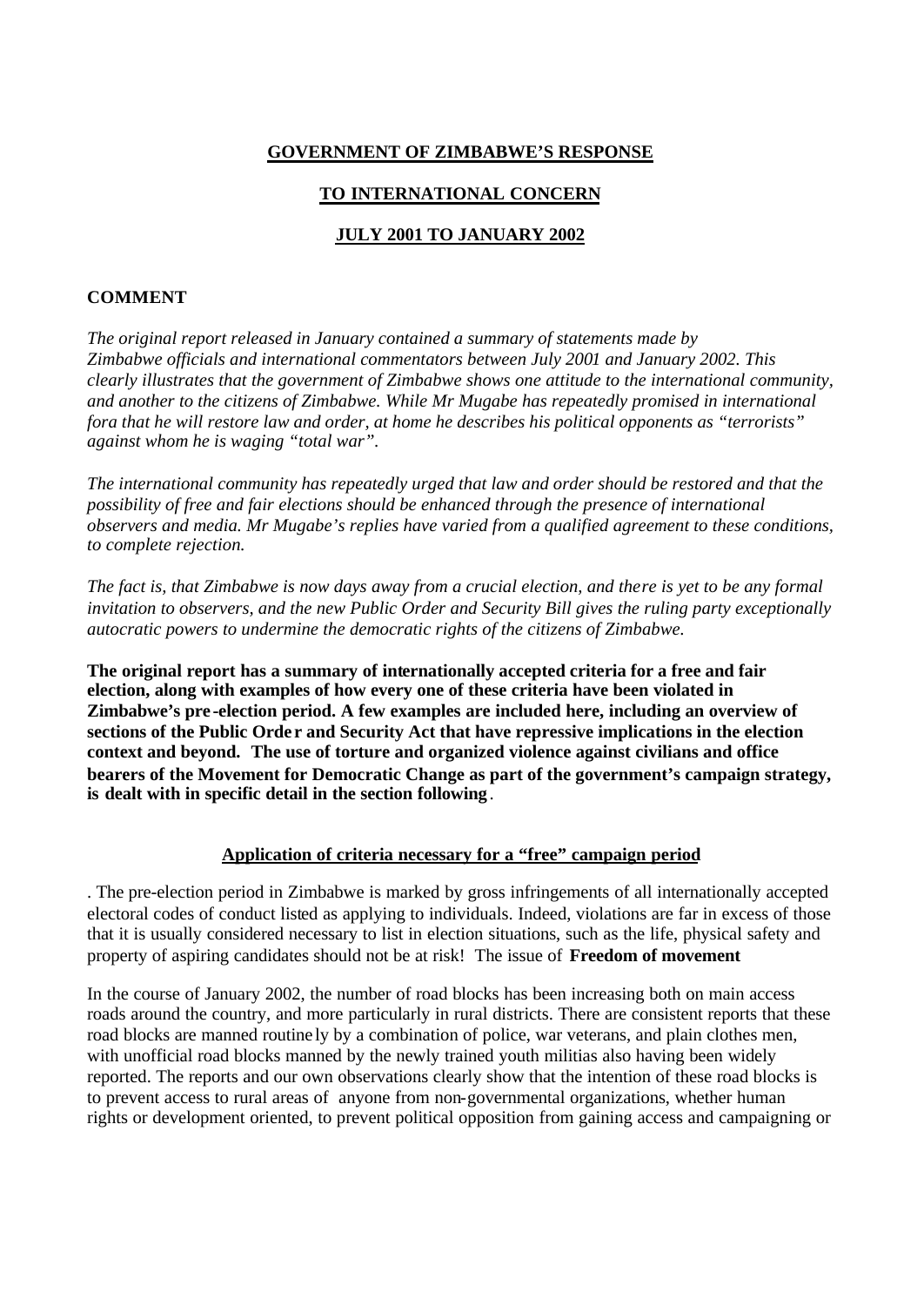**GOVERNMENT OF ZIMBABWE'S RESPONSE**

**TO INTERNATIONAL CONCERN**

**JULY 2001 TO JANUARY 2002**

**COMMENT**

*The original report released in January contained a summary of statements made by Zimbabwe officials and international commentators between July 2001 and January 2002. This clearly illustrates that the government of Zimbabwe shows one attitude to the international community, and another to the citizens of Zimbabwe. While Mr Mugabe has repeatedly promised in international fora that he will restore law and order, at home he describes his political opponents as "terrorists" against whom he is waging "total war".*

*The international community has repeatedly urged that law and order should be restored and that the possibility of free and fair elections should be enhanced through the presence of international observers and media. Mr Mugabe's replies have varied from a qualified agreement to these conditions, to complete rejection.*

*The fact is, that Zimbabwe is now days away from a crucial election, and there is yet to be any formal invitation to observers, and the new Public Order and Security Bill gives the ruling party exceptionally autocratic powers to undermine the democratic rights of the citizens of Zimbabwe.*

**The original report has a summary of internationally accepted criteria for a free and fair election, along with examples of how every one of these criteria have been violated in Zimbabwe's pre-election period. A few examples are included here, including an overview of sections of the Public Order and Security Act that have repressive implications in the election context and beyond. The use of torture and organized violence against civilians and office bearers of the Movement for Democratic Change as part of the government's campaign strategy, is dealt with in specific detail in the section following**.

**Application of criteria necessary for a "free" campaign period**

. The pre-election period in Zimbabwe is marked by gross infringements of all internationally accepted electoral codes of conduct listed as applying to individuals. Indeed, violations are far in excess of those that it is usually considered necessary to list in election situations, such as the life, physical safety and property of aspiring candidates should not be at risk! The issue of **Freedom of movement**

In the course of January 2002, the number of road blocks has been increasing both on main access roads around the country, and more particularly in rural districts. There are consistent reports that these road blocks are manned routinely by a combination of police, war veterans, and plain clothes men, with unofficial road blocks manned by the newly trained youth militias also having been widely reported. The reports and our own observations clearly show that the intention of these road blocks is to prevent access to rural areas of anyone from non-governmental organizations, whether human rights or development oriented, to prevent political opposition from gaining access and campaigning or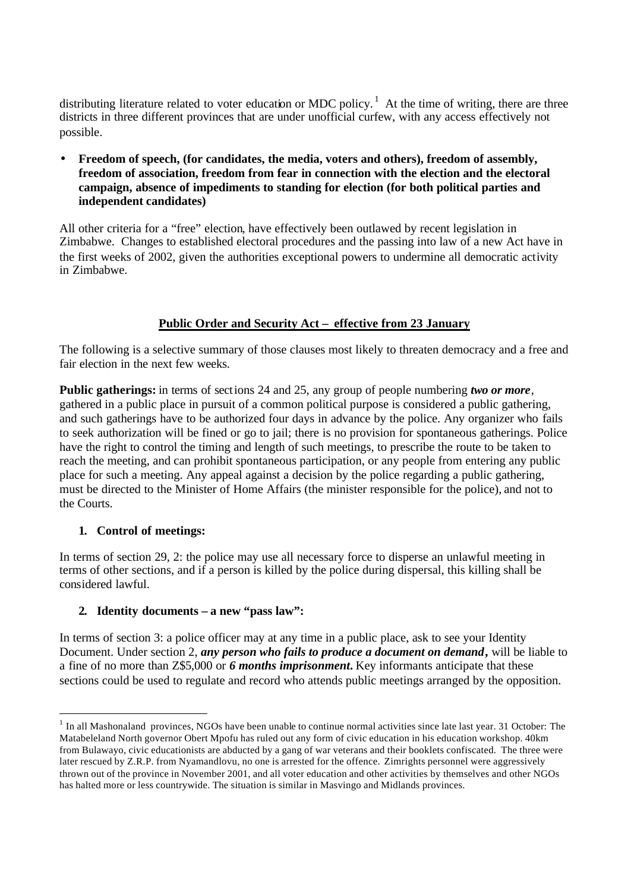distributing literature related to voter education or MDC policy.[1] At the time of writing, there are three districts in three different provinces that are under unofficial curfew, with any access effectively not possible.

- **Freedom of speech, (for candidates, the media, voters and others), freedom of assembly, freedom of association, freedom from fear in connection with the election and the electoral campaign, absence of impediments to standing for election (for both political parties and independent candidates)**

All other criteria for a "free" election, have effectively been outlawed by recent legislation in Zimbabwe. Changes to established electoral procedures and the passing into law of a new Act have in the first weeks of 2002, given the authorities exceptional powers to undermine all democratic activity in Zimbabwe.

## Public Order and Security Act – effective from 23 January

The following is a selective summary of those clauses most likely to threaten democracy and a free and fair election in the next few weeks.

**Public gatherings:** in terms of sections 24 and 25, any group of people numbering ***two or more***, gathered in a public place in pursuit of a common political purpose is considered a public gathering, and such gatherings have to be authorized four days in advance by the police. Any organizer who fails to seek authorization will be fined or go to jail; there is no provision for spontaneous gatherings. Police have the right to control the timing and length of such meetings, to prescribe the route to be taken to reach the meeting, and can prohibit spontaneous participation, or any people from entering any public place for such a meeting. Any appeal against a decision by the police regarding a public gathering, must be directed to the Minister of Home Affairs (the minister responsible for the police), and not to the Courts.

1. **Control of meetings:**

In terms of section 29, 2: the police may use all necessary force to disperse an unlawful meeting in terms of other sections, and if a person is killed by the police during dispersal, this killing shall be considered lawful.

2. **Identity documents – a new "pass law":**

In terms of section 3: a police officer may at any time in a public place, ask to see your Identity Document. Under section 2, ***any person who fails to produce a document on demand*****,** will be liable to a fine of no more than Z$5,000 or ***6 months imprisonment*****.** Key informants anticipate that these sections could be used to regulate and record who attends public meetings arranged by the opposition.

[1] In all Mashonaland provinces, NGOs have been unable to continue normal activities since late last year. 31 October: The Matabeleland North governor Obert Mpofu has ruled out any form of civic education in his education workshop. 40km from Bulawayo, civic educationists are abducted by a gang of war veterans and their booklets confiscated. The three were later rescued by Z.R.P. from Nyamandlovu, no one is arrested for the offence. Zimrights personnel were aggressively thrown out of the province in November 2001, and all voter education and other activities by themselves and other NGOs has halted more or less countrywide. The situation is similar in Masvingo and Midlands provinces.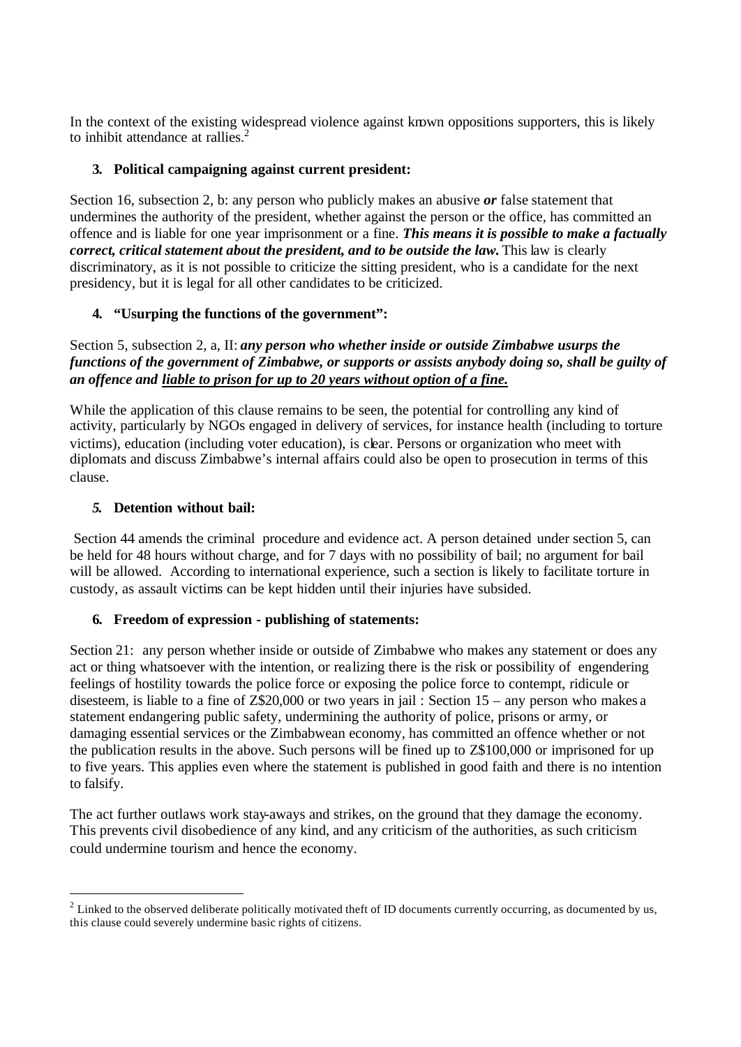In the context of the existing widespread violence against known oppositions supporters, this is likely to inhibit attendance at rallies.[2]

**3. Political campaigning against current president:**

Section 16, subsection 2, b: any person who publicly makes an abusive ***or*** false statement that undermines the authority of the president, whether against the person or the office, has committed an offence and is liable for one year imprisonment or a fine. ***This means it is possible to make a factually correct, critical statement about the president, and to be outside the law.*** This law is clearly discriminatory, as it is not possible to criticize the sitting president, who is a candidate for the next presidency, but it is legal for all other candidates to be criticized.

**4. "Usurping the functions of the government":**

Section 5, subsection 2, a, II: ***any person who whether inside or outside Zimbabwe usurps the functions of the government of Zimbabwe, or supports or assists anybody doing so, shall be guilty of an offence and <u>liable to prison for up to 20 years without option of a fine.</u>***

While the application of this clause remains to be seen, the potential for controlling any kind of activity, particularly by NGOs engaged in delivery of services, for instance health (including to torture victims), education (including voter education), is clear. Persons or organization who meet with diplomats and discuss Zimbabwe's internal affairs could also be open to prosecution in terms of this clause.

***5.* Detention without bail:**

Section 44 amends the criminal procedure and evidence act. A person detained under section 5, can be held for 48 hours without charge, and for 7 days with no possibility of bail; no argument for bail will be allowed. According to international experience, such a section is likely to facilitate torture in custody, as assault victims can be kept hidden until their injuries have subsided.

**6. Freedom of expression - publishing of statements:**

Section 21: any person whether inside or outside of Zimbabwe who makes any statement or does any act or thing whatsoever with the intention, or realizing there is the risk or possibility of engendering feelings of hostility towards the police force or exposing the police force to contempt, ridicule or disesteem, is liable to a fine of Z$20,000 or two years in jail : Section 15 – any person who makes a statement endangering public safety, undermining the authority of police, prisons or army, or damaging essential services or the Zimbabwean economy, has committed an offence whether or not the publication results in the above. Such persons will be fined up to Z$100,000 or imprisoned for up to five years. This applies even where the statement is published in good faith and there is no intention to falsify.

The act further outlaws work stay-aways and strikes, on the ground that they damage the economy. This prevents civil disobedience of any kind, and any criticism of the authorities, as such criticism could undermine tourism and hence the economy.

---

[2] Linked to the observed deliberate politically motivated theft of ID documents currently occurring, as documented by us, this clause could severely undermine basic rights of citizens.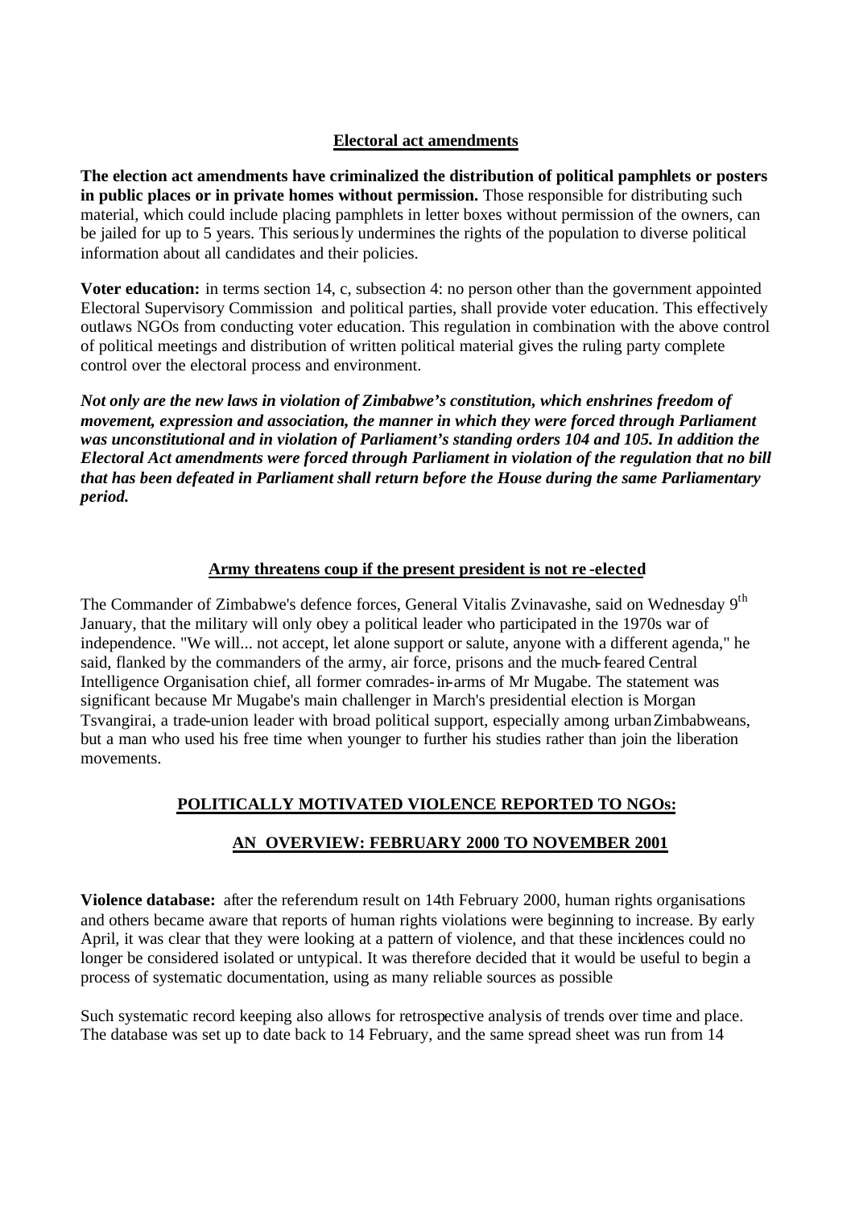## Electoral act amendments

**The election act amendments have criminalized the distribution of political pamphlets or posters in public places or in private homes without permission.** Those responsible for distributing such material, which could include placing pamphlets in letter boxes without permission of the owners, can be jailed for up to 5 years. This seriously undermines the rights of the population to diverse political information about all candidates and their policies.

**Voter education:** in terms section 14, c, subsection 4: no person other than the government appointed Electoral Supervisory Commission and political parties, shall provide voter education. This effectively outlaws NGOs from conducting voter education. This regulation in combination with the above control of political meetings and distribution of written political material gives the ruling party complete control over the electoral process and environment.

***Not only are the new laws in violation of Zimbabwe's constitution, which enshrines freedom of movement, expression and association, the manner in which they were forced through Parliament was unconstitutional and in violation of Parliament's standing orders 104 and 105. In addition the Electoral Act amendments were forced through Parliament in violation of the regulation that no bill that has been defeated in Parliament shall return before the House during the same Parliamentary period.***

## Army threatens coup if the present president is not re-elected

The Commander of Zimbabwe's defence forces, General Vitalis Zvinavashe, said on Wednesday 9th January, that the military will only obey a political leader who participated in the 1970s war of independence. "We will... not accept, let alone support or salute, anyone with a different agenda," he said, flanked by the commanders of the army, air force, prisons and the much-feared Central Intelligence Organisation chief, all former comrades-in-arms of Mr Mugabe. The statement was significant because Mr Mugabe's main challenger in March's presidential election is Morgan Tsvangirai, a trade-union leader with broad political support, especially among urban Zimbabweans, but a man who used his free time when younger to further his studies rather than join the liberation movements.

## POLITICALLY MOTIVATED VIOLENCE REPORTED TO NGOs:

## AN OVERVIEW: FEBRUARY 2000 TO NOVEMBER 2001

**Violence database:** after the referendum result on 14th February 2000, human rights organisations and others became aware that reports of human rights violations were beginning to increase. By early April, it was clear that they were looking at a pattern of violence, and that these incidences could no longer be considered isolated or untypical. It was therefore decided that it would be useful to begin a process of systematic documentation, using as many reliable sources as possible

Such systematic record keeping also allows for retrospective analysis of trends over time and place. The database was set up to date back to 14 February, and the same spread sheet was run from 14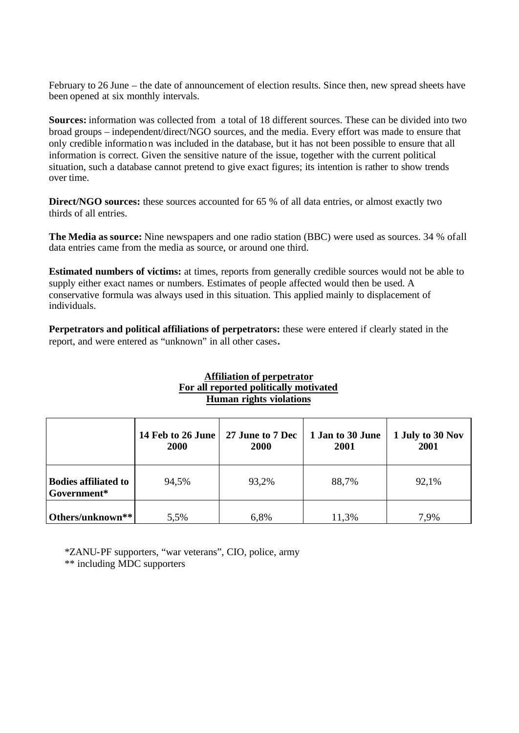February to 26 June – the date of announcement of election results. Since then, new spread sheets have been opened at six monthly intervals.

**Sources:** information was collected from a total of 18 different sources. These can be divided into two broad groups – independent/direct/NGO sources, and the media. Every effort was made to ensure that only credible information was included in the database, but it has not been possible to ensure that all information is correct. Given the sensitive nature of the issue, together with the current political situation, such a database cannot pretend to give exact figures; its intention is rather to show trends over time.

**Direct/NGO sources:** these sources accounted for 65 % of all data entries, or almost exactly two thirds of all entries.

**The Media as source:** Nine newspapers and one radio station (BBC) were used as sources. 34 % of all data entries came from the media as source, or around one third.

**Estimated numbers of victims:** at times, reports from generally credible sources would not be able to supply either exact names or numbers. Estimates of people affected would then be used. A conservative formula was always used in this situation. This applied mainly to displacement of individuals.

**Perpetrators and political affiliations of perpetrators:** these were entered if clearly stated in the report, and were entered as "unknown" in all other cases.

**Affiliation of perpetrator**
**For all reported politically motivated**
**Human rights violations**

| | 14 Feb to 26 June 2000 | 27 June to 7 Dec 2000 | 1 Jan to 30 June 2001 | 1 July to 30 Nov 2001 |
|---|---|---|---|---|
| **Bodies affiliated to Government*** | 94,5% | 93,2% | 88,7% | 92,1% |
| **Others/unknown**** | 5,5% | 6,8% | 11,3% | 7,9% |

*ZANU-PF supporters, "war veterans", CIO, police, army
** including MDC supporters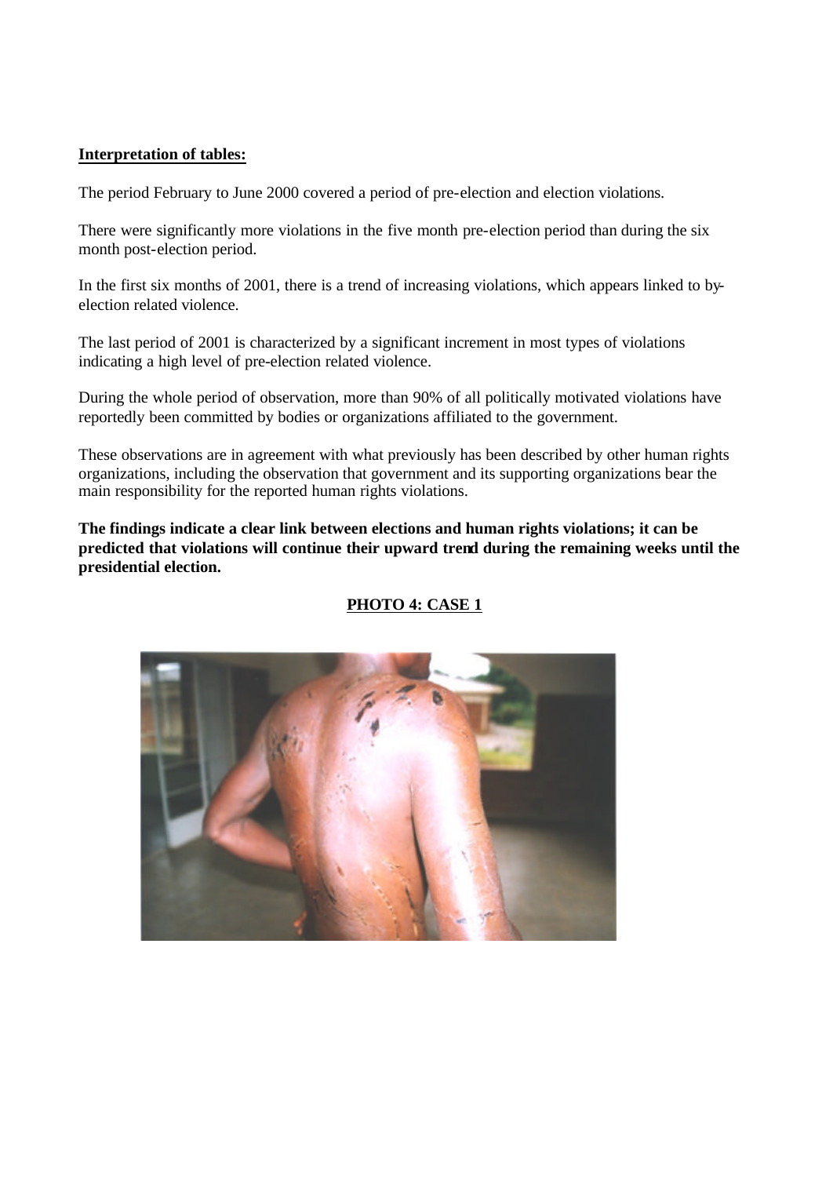**Interpretation of tables:**

The period February to June 2000 covered a period of pre-election and election violations.

There were significantly more violations in the five month pre-election period than during the six month post-election period.

In the first six months of 2001, there is a trend of increasing violations, which appears linked to by-election related violence.

The last period of 2001 is characterized by a significant increment in most types of violations indicating a high level of pre-election related violence.

During the whole period of observation, more than 90% of all politically motivated violations have reportedly been committed by bodies or organizations affiliated to the government.

These observations are in agreement with what previously has been described by other human rights organizations, including the observation that government and its supporting organizations bear the main responsibility for the reported human rights violations.

**The findings indicate a clear link between elections and human rights violations; it can be predicted that violations will continue their upward trend during the remaining weeks until the presidential election.**

**PHOTO 4: CASE 1**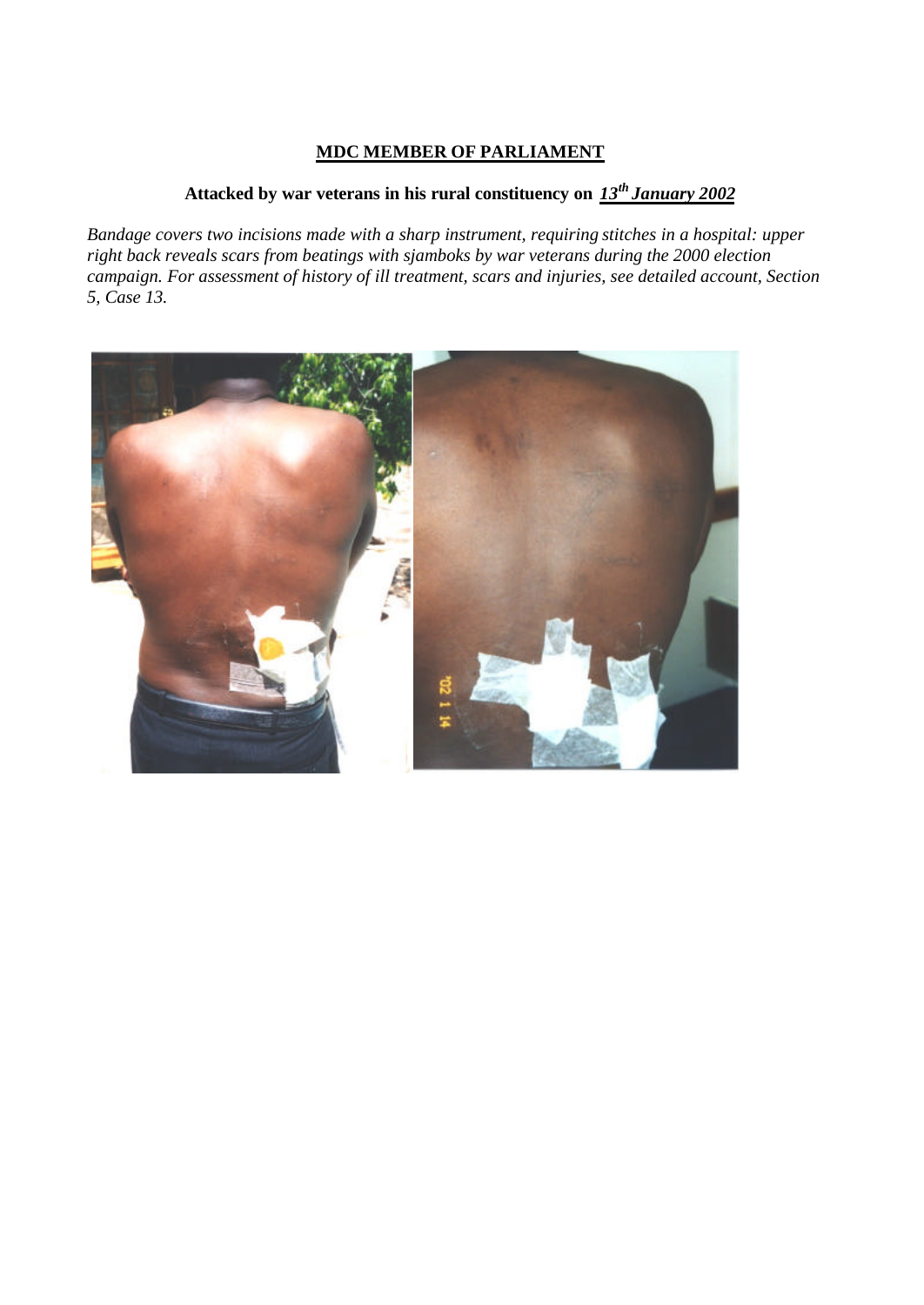## MDC MEMBER OF PARLIAMENT

### Attacked by war veterans in his rural constituency on *13th January 2002*

*Bandage covers two incisions made with a sharp instrument, requiring stitches in a hospital: upper right back reveals scars from beatings with sjamboks by war veterans during the 2000 election campaign. For assessment of history of ill treatment, scars and injuries, see detailed account, Section 5, Case 13.*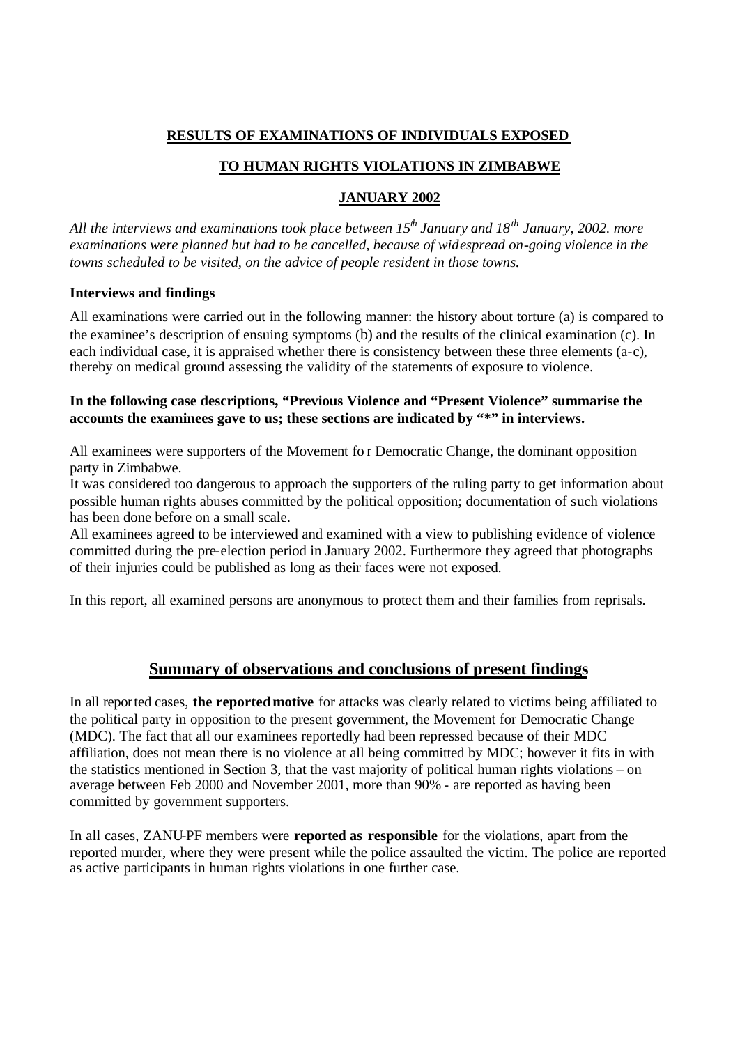**RESULTS OF EXAMINATIONS OF INDIVIDUALS EXPOSED**

**TO HUMAN RIGHTS VIOLATIONS IN ZIMBABWE**

**JANUARY 2002**

*All the interviews and examinations took place between 15th January and 18th January, 2002. more examinations were planned but had to be cancelled, because of widespread on-going violence in the towns scheduled to be visited, on the advice of people resident in those towns.*

**Interviews and findings**

All examinations were carried out in the following manner: the history about torture (a) is compared to the examinee's description of ensuing symptoms (b) and the results of the clinical examination (c). In each individual case, it is appraised whether there is consistency between these three elements (a-c), thereby on medical ground assessing the validity of the statements of exposure to violence.

**In the following case descriptions, "Previous Violence and "Present Violence" summarise the accounts the examinees gave to us; these sections are indicated by "*" in interviews.**

All examinees were supporters of the Movement fo r Democratic Change, the dominant opposition party in Zimbabwe.
It was considered too dangerous to approach the supporters of the ruling party to get information about possible human rights abuses committed by the political opposition; documentation of such violations has been done before on a small scale.
All examinees agreed to be interviewed and examined with a view to publishing evidence of violence committed during the pre-election period in January 2002. Furthermore they agreed that photographs of their injuries could be published as long as their faces were not exposed.

In this report, all examined persons are anonymous to protect them and their families from reprisals.

## Summary of observations and conclusions of present findings

In all reported cases, **the reported motive** for attacks was clearly related to victims being affiliated to the political party in opposition to the present government, the Movement for Democratic Change (MDC). The fact that all our examinees reportedly had been repressed because of their MDC affiliation, does not mean there is no violence at all being committed by MDC; however it fits in with the statistics mentioned in Section 3, that the vast majority of political human rights violations – on average between Feb 2000 and November 2001, more than 90% - are reported as having been committed by government supporters.

In all cases, ZANU-PF members were **reported as responsible** for the violations, apart from the reported murder, where they were present while the police assaulted the victim. The police are reported as active participants in human rights violations in one further case.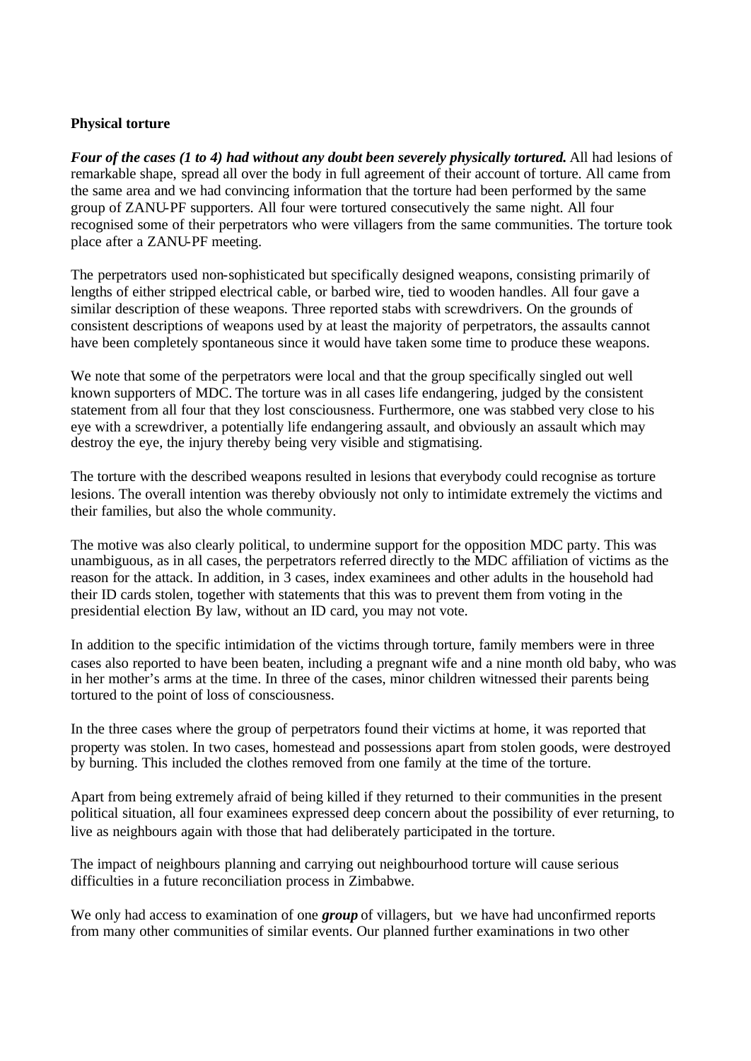**Physical torture**

***Four of the cases (1 to 4) had without any doubt been severely physically tortured.*** All had lesions of remarkable shape, spread all over the body in full agreement of their account of torture. All came from the same area and we had convincing information that the torture had been performed by the same group of ZANU-PF supporters. All four were tortured consecutively the same night. All four recognised some of their perpetrators who were villagers from the same communities. The torture took place after a ZANU-PF meeting.

The perpetrators used non-sophisticated but specifically designed weapons, consisting primarily of lengths of either stripped electrical cable, or barbed wire, tied to wooden handles. All four gave a similar description of these weapons. Three reported stabs with screwdrivers. On the grounds of consistent descriptions of weapons used by at least the majority of perpetrators, the assaults cannot have been completely spontaneous since it would have taken some time to produce these weapons.

We note that some of the perpetrators were local and that the group specifically singled out well known supporters of MDC. The torture was in all cases life endangering, judged by the consistent statement from all four that they lost consciousness. Furthermore, one was stabbed very close to his eye with a screwdriver, a potentially life endangering assault, and obviously an assault which may destroy the eye, the injury thereby being very visible and stigmatising.

The torture with the described weapons resulted in lesions that everybody could recognise as torture lesions. The overall intention was thereby obviously not only to intimidate extremely the victims and their families, but also the whole community.

The motive was also clearly political, to undermine support for the opposition MDC party. This was unambiguous, as in all cases, the perpetrators referred directly to the MDC affiliation of victims as the reason for the attack. In addition, in 3 cases, index examinees and other adults in the household had their ID cards stolen, together with statements that this was to prevent them from voting in the presidential election. By law, without an ID card, you may not vote.

In addition to the specific intimidation of the victims through torture, family members were in three cases also reported to have been beaten, including a pregnant wife and a nine month old baby, who was in her mother's arms at the time. In three of the cases, minor children witnessed their parents being tortured to the point of loss of consciousness.

In the three cases where the group of perpetrators found their victims at home, it was reported that property was stolen. In two cases, homestead and possessions apart from stolen goods, were destroyed by burning. This included the clothes removed from one family at the time of the torture.

Apart from being extremely afraid of being killed if they returned to their communities in the present political situation, all four examinees expressed deep concern about the possibility of ever returning, to live as neighbours again with those that had deliberately participated in the torture.

The impact of neighbours planning and carrying out neighbourhood torture will cause serious difficulties in a future reconciliation process in Zimbabwe.

We only had access to examination of one ***group*** of villagers, but we have had unconfirmed reports from many other communities of similar events. Our planned further examinations in two other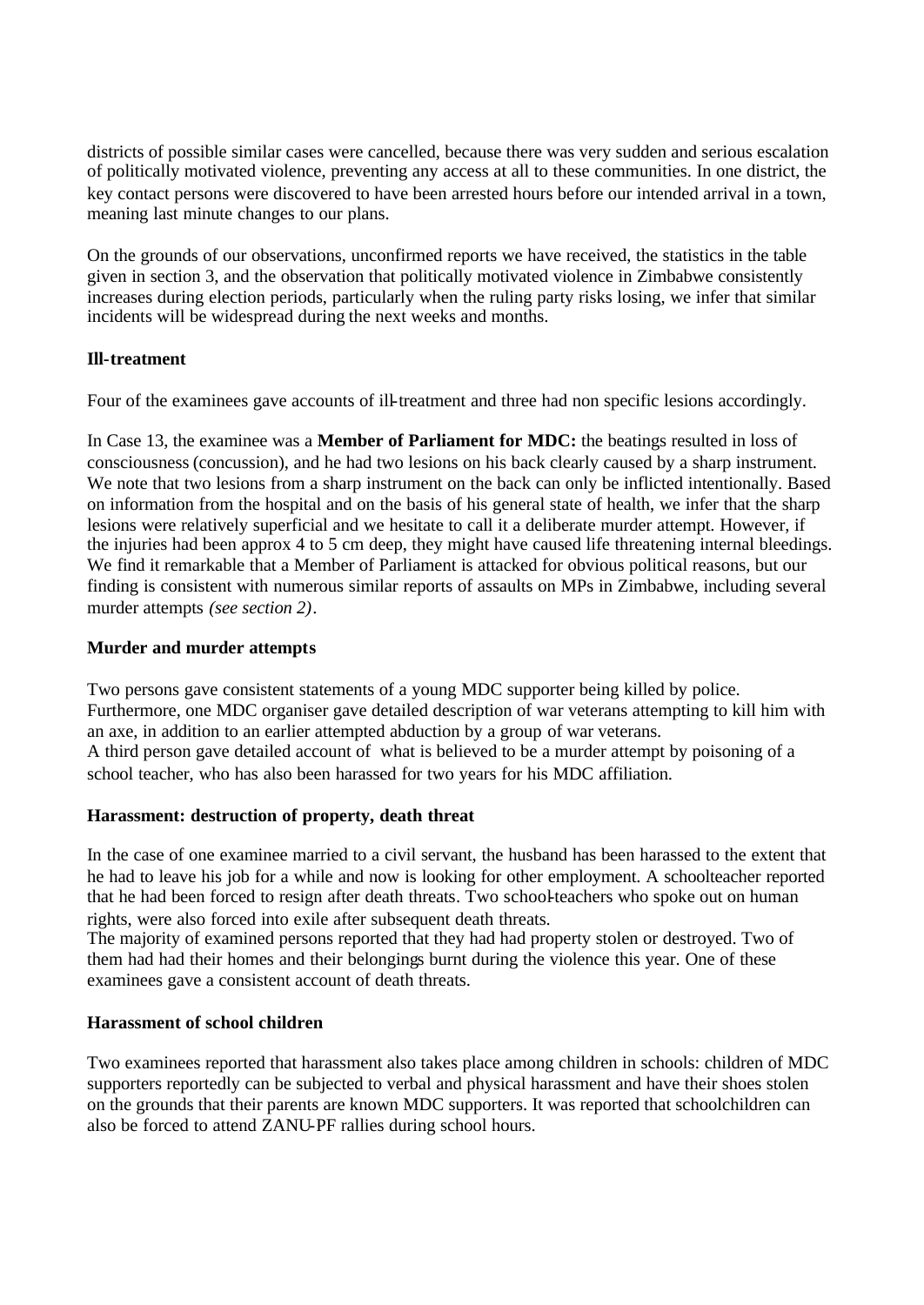districts of possible similar cases were cancelled, because there was very sudden and serious escalation of politically motivated violence, preventing any access at all to these communities. In one district, the key contact persons were discovered to have been arrested hours before our intended arrival in a town, meaning last minute changes to our plans.

On the grounds of our observations, unconfirmed reports we have received, the statistics in the table given in section 3, and the observation that politically motivated violence in Zimbabwe consistently increases during election periods, particularly when the ruling party risks losing, we infer that similar incidents will be widespread during the next weeks and months.

**Ill-treatment**

Four of the examinees gave accounts of ill-treatment and three had non specific lesions accordingly.

In Case 13, the examinee was a **Member of Parliament for MDC:** the beatings resulted in loss of consciousness (concussion), and he had two lesions on his back clearly caused by a sharp instrument. We note that two lesions from a sharp instrument on the back can only be inflicted intentionally. Based on information from the hospital and on the basis of his general state of health, we infer that the sharp lesions were relatively superficial and we hesitate to call it a deliberate murder attempt. However, if the injuries had been approx 4 to 5 cm deep, they might have caused life threatening internal bleedings. We find it remarkable that a Member of Parliament is attacked for obvious political reasons, but our finding is consistent with numerous similar reports of assaults on MPs in Zimbabwe, including several murder attempts *(see section 2)*.

**Murder and murder attempts**

Two persons gave consistent statements of a young MDC supporter being killed by police. Furthermore, one MDC organiser gave detailed description of war veterans attempting to kill him with an axe, in addition to an earlier attempted abduction by a group of war veterans.
A third person gave detailed account of what is believed to be a murder attempt by poisoning of a school teacher, who has also been harassed for two years for his MDC affiliation.

**Harassment: destruction of property, death threat**

In the case of one examinee married to a civil servant, the husband has been harassed to the extent that he had to leave his job for a while and now is looking for other employment. A schoolteacher reported that he had been forced to resign after death threats. Two school-teachers who spoke out on human rights, were also forced into exile after subsequent death threats.
The majority of examined persons reported that they had had property stolen or destroyed. Two of them had had their homes and their belongings burnt during the violence this year. One of these examinees gave a consistent account of death threats.

**Harassment of school children**

Two examinees reported that harassment also takes place among children in schools: children of MDC supporters reportedly can be subjected to verbal and physical harassment and have their shoes stolen on the grounds that their parents are known MDC supporters. It was reported that schoolchildren can also be forced to attend ZANU-PF rallies during school hours.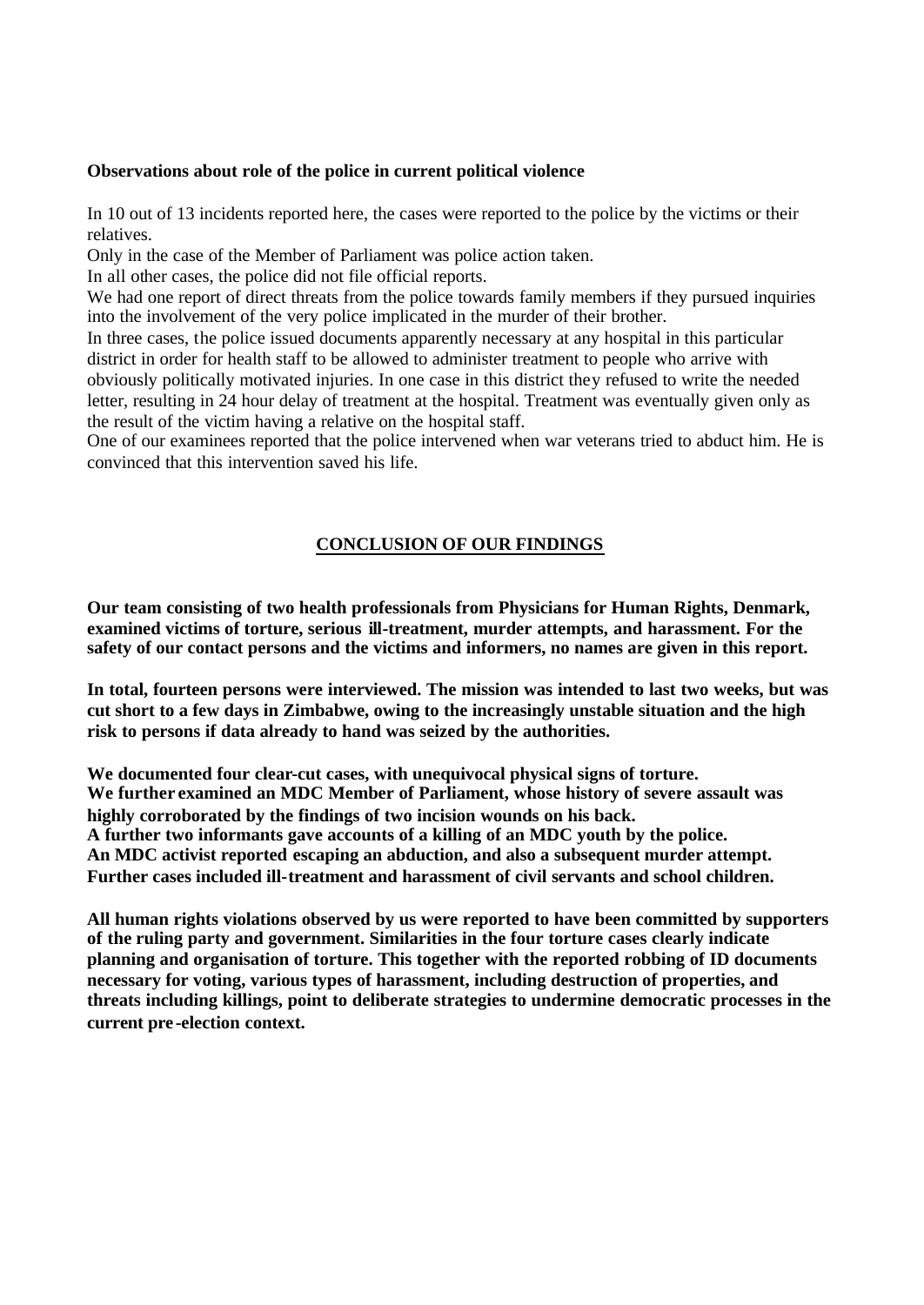**Observations about role of the police in current political violence**

In 10 out of 13 incidents reported here, the cases were reported to the police by the victims or their relatives.

Only in the case of the Member of Parliament was police action taken.

In all other cases, the police did not file official reports.

We had one report of direct threats from the police towards family members if they pursued inquiries into the involvement of the very police implicated in the murder of their brother.

In three cases, the police issued documents apparently necessary at any hospital in this particular district in order for health staff to be allowed to administer treatment to people who arrive with obviously politically motivated injuries. In one case in this district they refused to write the needed letter, resulting in 24 hour delay of treatment at the hospital. Treatment was eventually given only as the result of the victim having a relative on the hospital staff.

One of our examinees reported that the police intervened when war veterans tried to abduct him. He is convinced that this intervention saved his life.

## CONCLUSION OF OUR FINDINGS

**Our team consisting of two health professionals from Physicians for Human Rights, Denmark, examined victims of torture, serious ill-treatment, murder attempts, and harassment. For the safety of our contact persons and the victims and informers, no names are given in this report.**

**In total, fourteen persons were interviewed. The mission was intended to last two weeks, but was cut short to a few days in Zimbabwe, owing to the increasingly unstable situation and the high risk to persons if data already to hand was seized by the authorities.**

**We documented four clear-cut cases, with unequivocal physical signs of torture.**
**We further examined an MDC Member of Parliament, whose history of severe assault was highly corroborated by the findings of two incision wounds on his back.**
**A further two informants gave accounts of a killing of an MDC youth by the police.**
**An MDC activist reported escaping an abduction, and also a subsequent murder attempt.**
**Further cases included ill-treatment and harassment of civil servants and school children.**

**All human rights violations observed by us were reported to have been committed by supporters of the ruling party and government. Similarities in the four torture cases clearly indicate planning and organisation of torture. This together with the reported robbing of ID documents necessary for voting, various types of harassment, including destruction of properties, and threats including killings, point to deliberate strategies to undermine democratic processes in the current pre-election context.**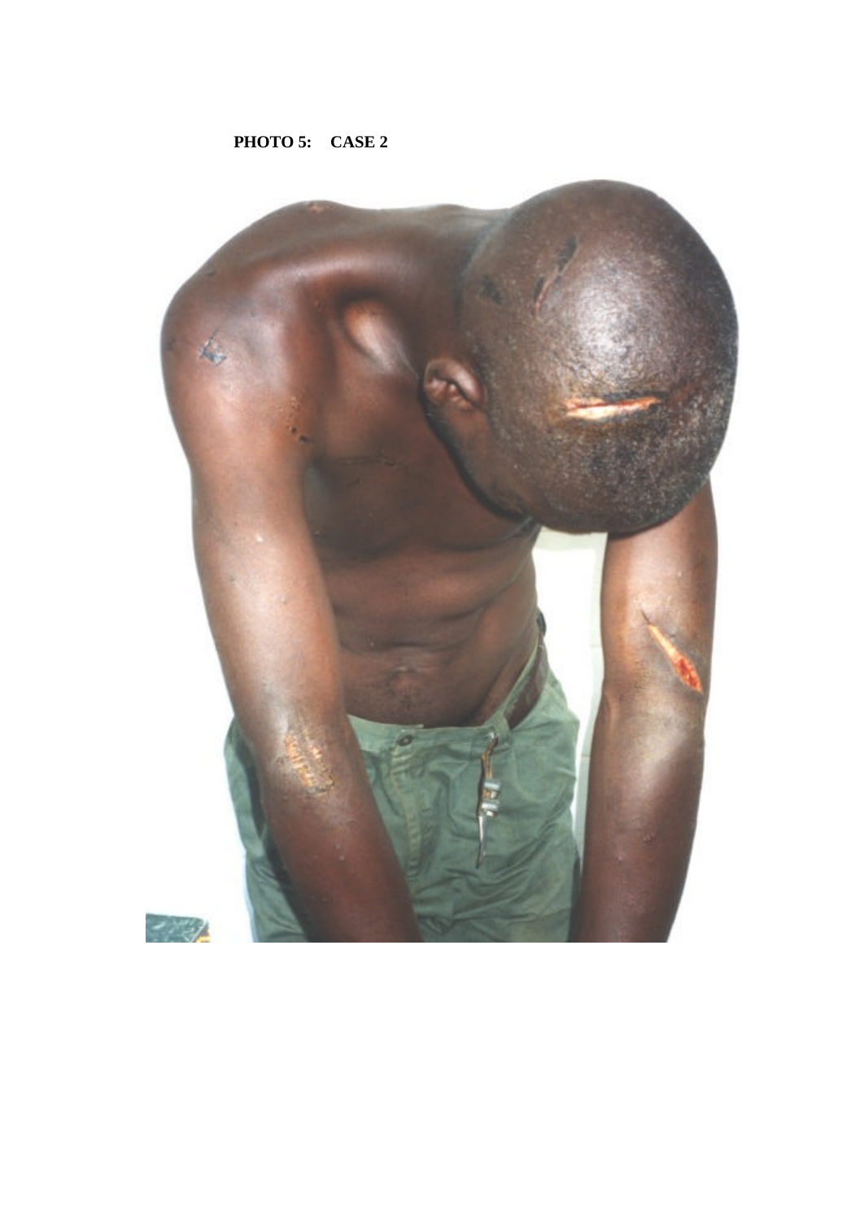**PHOTO 5: CASE 2**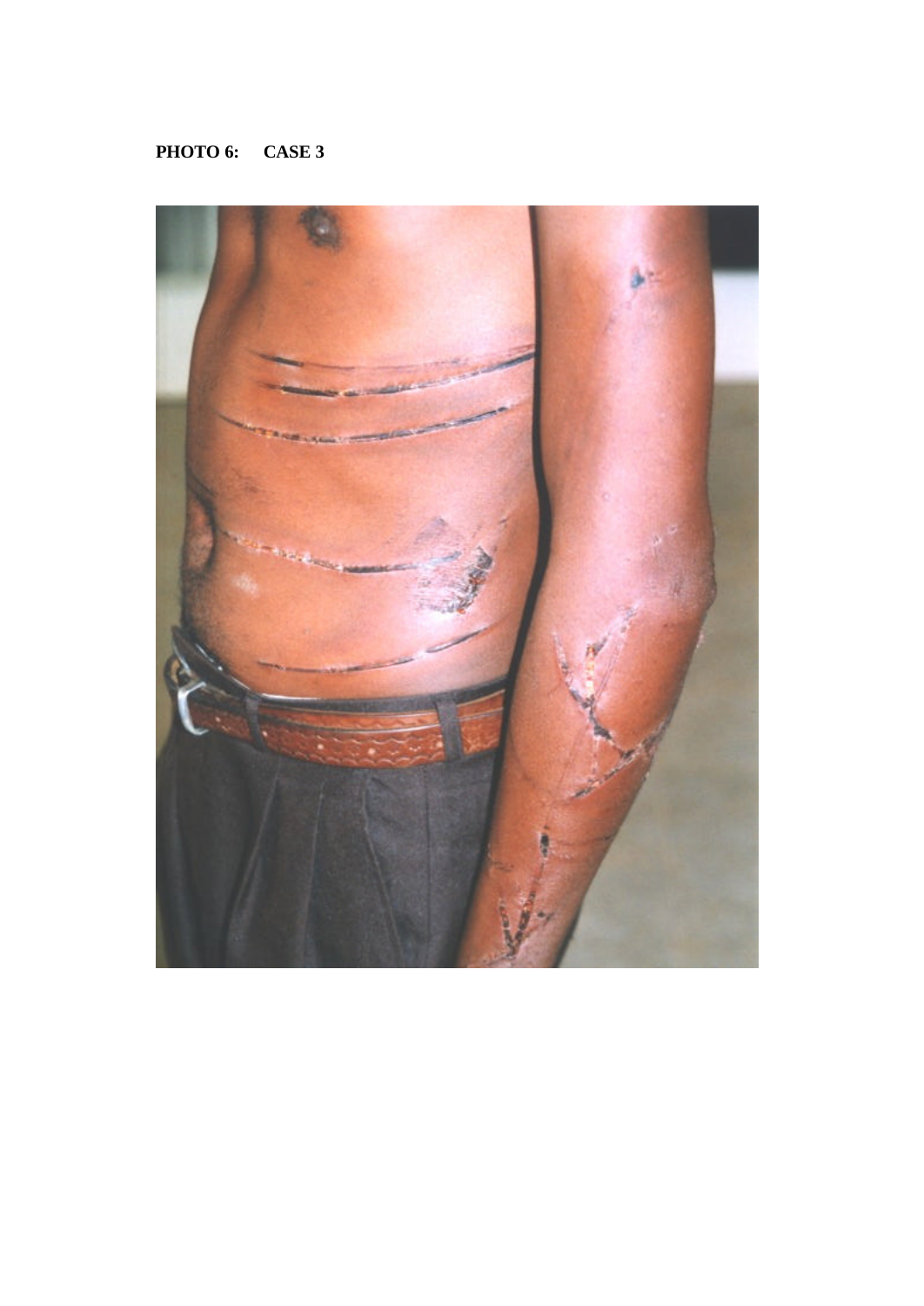**PHOTO 6: CASE 3**